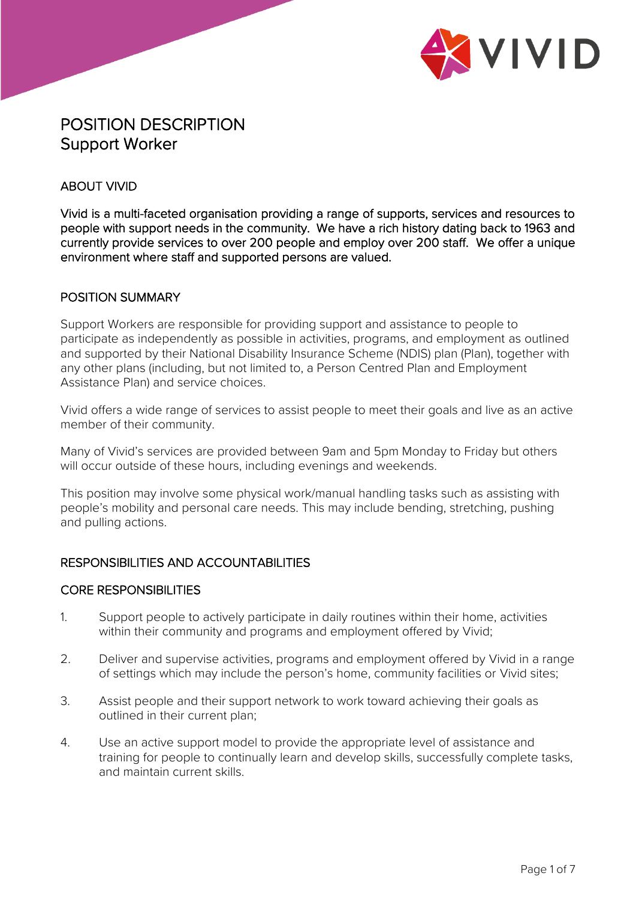# POSITION DESCRIPTION
## Support Worker

### ABOUT VIVID

Vivid is a multi-faceted organisation providing a range of supports, services and resources to people with support needs in the community. We have a rich history dating back to 1963 and currently provide services to over 200 people and employ over 200 staff. We offer a unique environment where staff and supported persons are valued.

### POSITION SUMMARY

Support Workers are responsible for providing support and assistance to people to participate as independently as possible in activities, programs, and employment as outlined and supported by their National Disability Insurance Scheme (NDIS) plan (Plan), together with any other plans (including, but not limited to, a Person Centred Plan and Employment Assistance Plan) and service choices.

Vivid offers a wide range of services to assist people to meet their goals and live as an active member of their community.

Many of Vivid's services are provided between 9am and 5pm Monday to Friday but others will occur outside of these hours, including evenings and weekends.

This position may involve some physical work/manual handling tasks such as assisting with people's mobility and personal care needs. This may include bending, stretching, pushing and pulling actions.

### RESPONSIBILITIES AND ACCOUNTABILITIES

### CORE RESPONSIBILITIES

1. Support people to actively participate in daily routines within their home, activities within their community and programs and employment offered by Vivid;
2. Deliver and supervise activities, programs and employment offered by Vivid in a range of settings which may include the person's home, community facilities or Vivid sites;
3. Assist people and their support network to work toward achieving their goals as outlined in their current plan;
4. Use an active support model to provide the appropriate level of assistance and training for people to continually learn and develop skills, successfully complete tasks, and maintain current skills.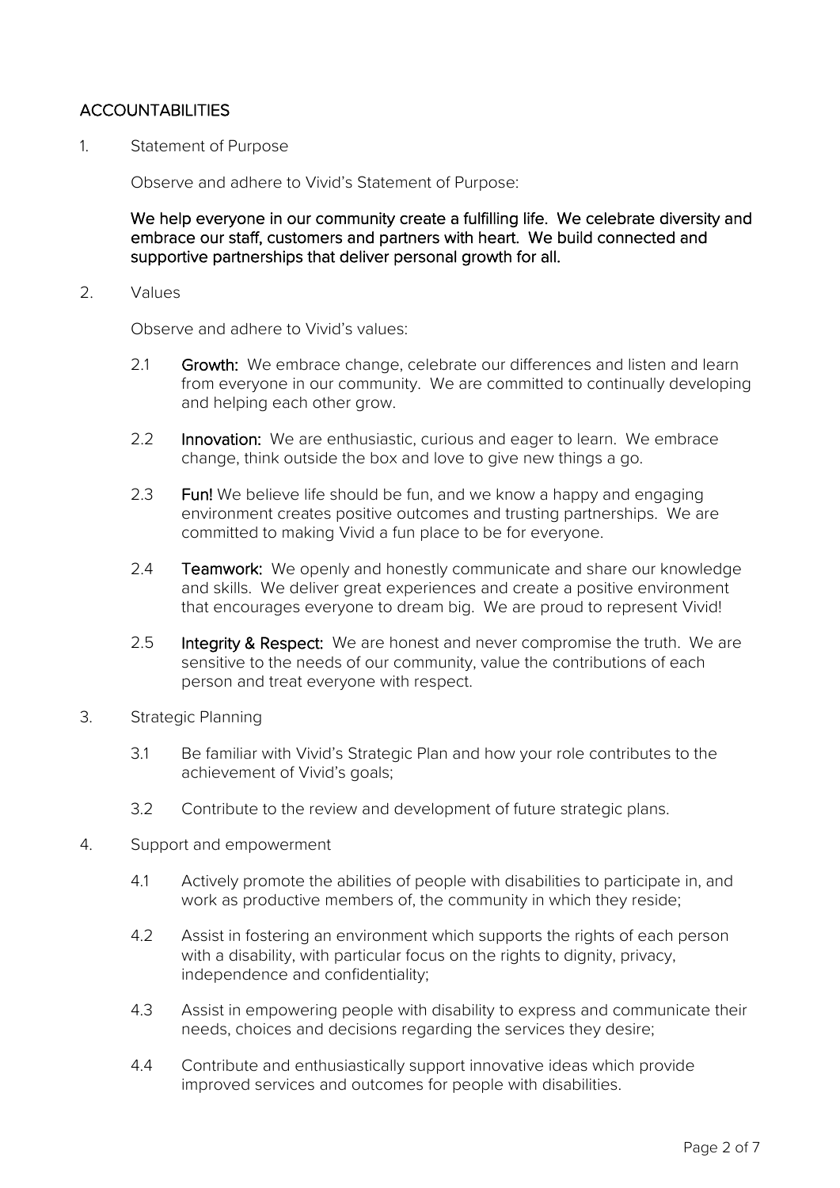## ACCOUNTABILITIES

1. Statement of Purpose

   Observe and adhere to Vivid's Statement of Purpose:

   **We help everyone in our community create a fulfilling life. We celebrate diversity and embrace our staff, customers and partners with heart. We build connected and supportive partnerships that deliver personal growth for all.**

2. Values

   Observe and adhere to Vivid's values:

   2.1 **Growth:** We embrace change, celebrate our differences and listen and learn from everyone in our community. We are committed to continually developing and helping each other grow.

   2.2 **Innovation:** We are enthusiastic, curious and eager to learn. We embrace change, think outside the box and love to give new things a go.

   2.3 **Fun!** We believe life should be fun, and we know a happy and engaging environment creates positive outcomes and trusting partnerships. We are committed to making Vivid a fun place to be for everyone.

   2.4 **Teamwork:** We openly and honestly communicate and share our knowledge and skills. We deliver great experiences and create a positive environment that encourages everyone to dream big. We are proud to represent Vivid!

   2.5 **Integrity & Respect:** We are honest and never compromise the truth. We are sensitive to the needs of our community, value the contributions of each person and treat everyone with respect.

3. Strategic Planning

   3.1 Be familiar with Vivid's Strategic Plan and how your role contributes to the achievement of Vivid's goals;

   3.2 Contribute to the review and development of future strategic plans.

4. Support and empowerment

   4.1 Actively promote the abilities of people with disabilities to participate in, and work as productive members of, the community in which they reside;

   4.2 Assist in fostering an environment which supports the rights of each person with a disability, with particular focus on the rights to dignity, privacy, independence and confidentiality;

   4.3 Assist in empowering people with disability to express and communicate their needs, choices and decisions regarding the services they desire;

   4.4 Contribute and enthusiastically support innovative ideas which provide improved services and outcomes for people with disabilities.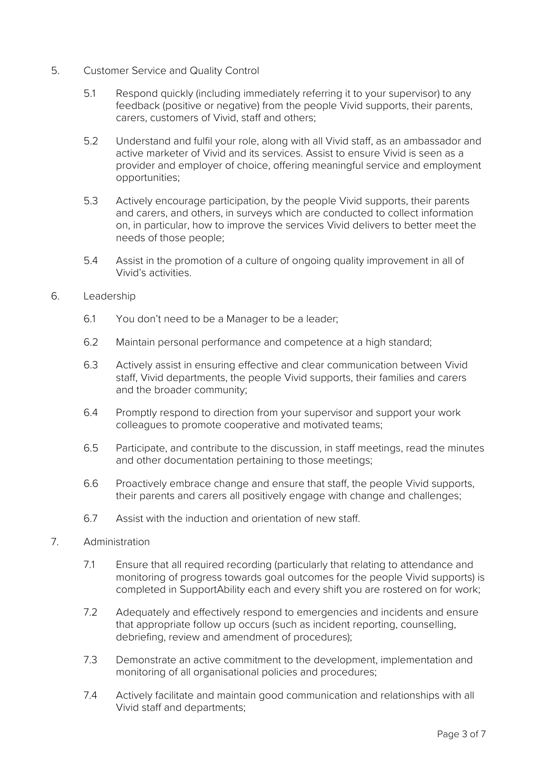5. Customer Service and Quality Control

    5.1 Respond quickly (including immediately referring it to your supervisor) to any feedback (positive or negative) from the people Vivid supports, their parents, carers, customers of Vivid, staff and others;

    5.2 Understand and fulfil your role, along with all Vivid staff, as an ambassador and active marketer of Vivid and its services. Assist to ensure Vivid is seen as a provider and employer of choice, offering meaningful service and employment opportunities;

    5.3 Actively encourage participation, by the people Vivid supports, their parents and carers, and others, in surveys which are conducted to collect information on, in particular, how to improve the services Vivid delivers to better meet the needs of those people;

    5.4 Assist in the promotion of a culture of ongoing quality improvement in all of Vivid's activities.

6. Leadership

    6.1 You don't need to be a Manager to be a leader;

    6.2 Maintain personal performance and competence at a high standard;

    6.3 Actively assist in ensuring effective and clear communication between Vivid staff, Vivid departments, the people Vivid supports, their families and carers and the broader community;

    6.4 Promptly respond to direction from your supervisor and support your work colleagues to promote cooperative and motivated teams;

    6.5 Participate, and contribute to the discussion, in staff meetings, read the minutes and other documentation pertaining to those meetings;

    6.6 Proactively embrace change and ensure that staff, the people Vivid supports, their parents and carers all positively engage with change and challenges;

    6.7 Assist with the induction and orientation of new staff.

7. Administration

    7.1 Ensure that all required recording (particularly that relating to attendance and monitoring of progress towards goal outcomes for the people Vivid supports) is completed in SupportAbility each and every shift you are rostered on for work;

    7.2 Adequately and effectively respond to emergencies and incidents and ensure that appropriate follow up occurs (such as incident reporting, counselling, debriefing, review and amendment of procedures);

    7.3 Demonstrate an active commitment to the development, implementation and monitoring of all organisational policies and procedures;

    7.4 Actively facilitate and maintain good communication and relationships with all Vivid staff and departments;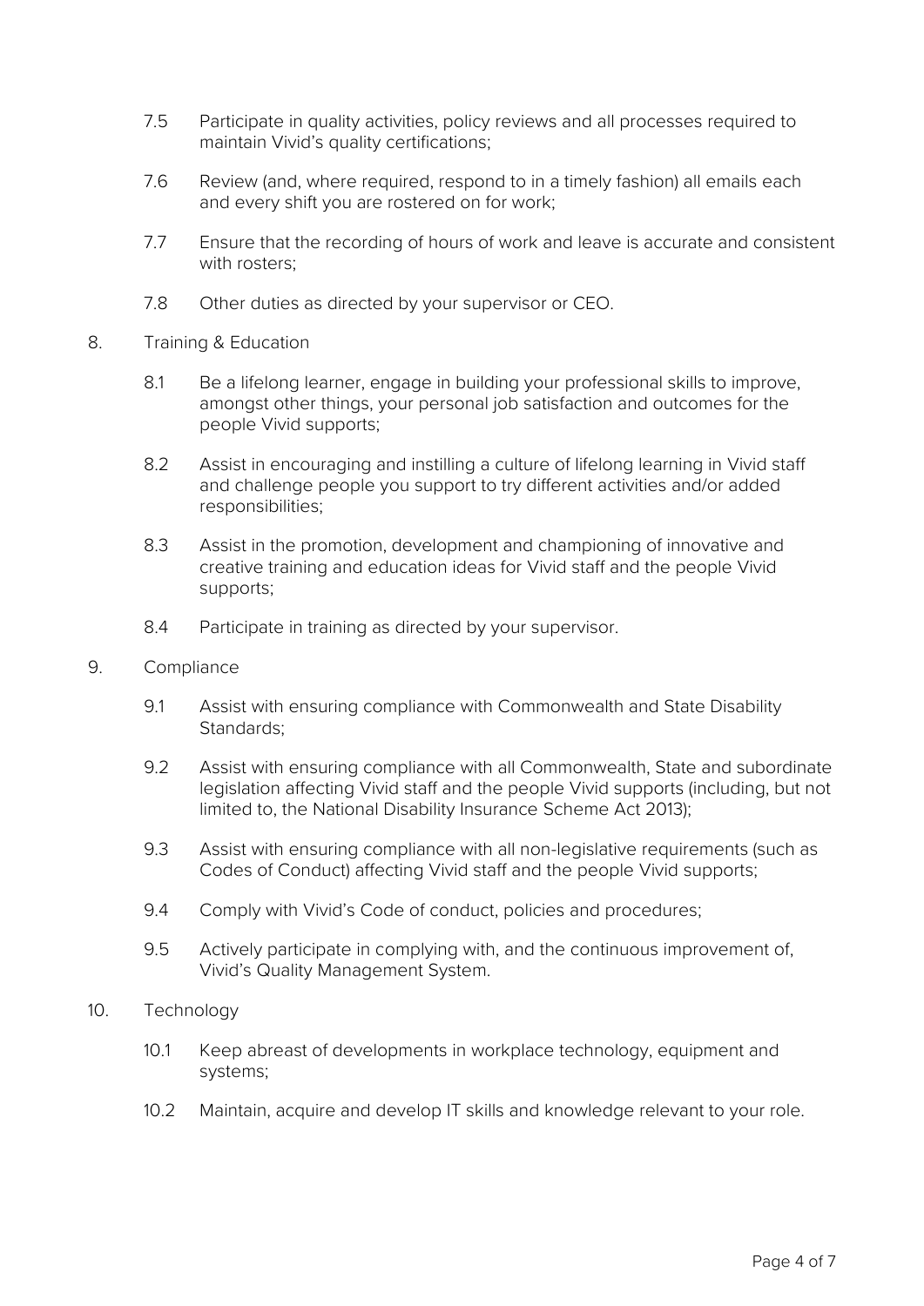7.5 Participate in quality activities, policy reviews and all processes required to maintain Vivid's quality certifications;

7.6 Review (and, where required, respond to in a timely fashion) all emails each and every shift you are rostered on for work;

7.7 Ensure that the recording of hours of work and leave is accurate and consistent with rosters;

7.8 Other duties as directed by your supervisor or CEO.

8. Training & Education

8.1 Be a lifelong learner, engage in building your professional skills to improve, amongst other things, your personal job satisfaction and outcomes for the people Vivid supports;

8.2 Assist in encouraging and instilling a culture of lifelong learning in Vivid staff and challenge people you support to try different activities and/or added responsibilities;

8.3 Assist in the promotion, development and championing of innovative and creative training and education ideas for Vivid staff and the people Vivid supports;

8.4 Participate in training as directed by your supervisor.

9. Compliance

9.1 Assist with ensuring compliance with Commonwealth and State Disability Standards;

9.2 Assist with ensuring compliance with all Commonwealth, State and subordinate legislation affecting Vivid staff and the people Vivid supports (including, but not limited to, the National Disability Insurance Scheme Act 2013);

9.3 Assist with ensuring compliance with all non-legislative requirements (such as Codes of Conduct) affecting Vivid staff and the people Vivid supports;

9.4 Comply with Vivid's Code of conduct, policies and procedures;

9.5 Actively participate in complying with, and the continuous improvement of, Vivid's Quality Management System.

10. Technology

10.1 Keep abreast of developments in workplace technology, equipment and systems;

10.2 Maintain, acquire and develop IT skills and knowledge relevant to your role.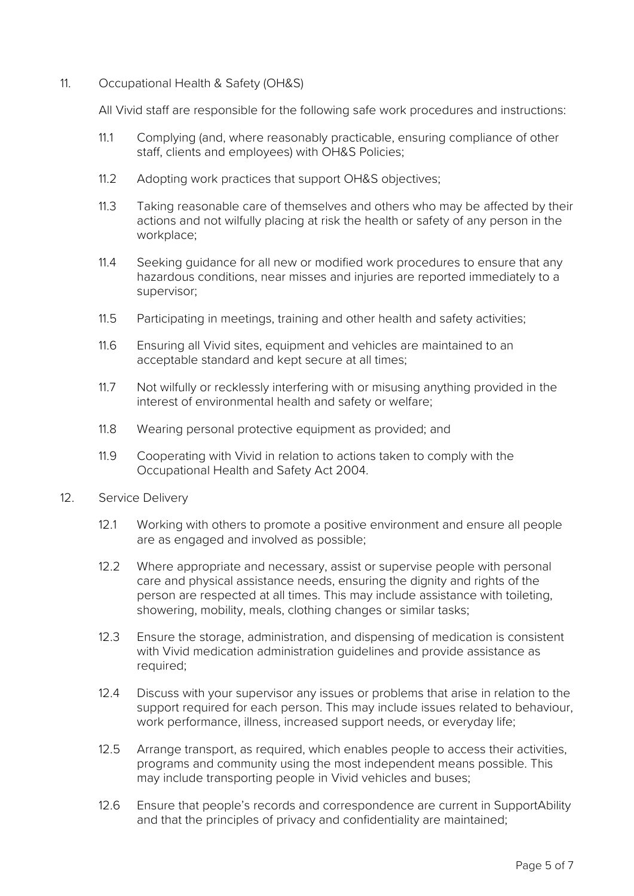11. Occupational Health & Safety (OH&S)

    All Vivid staff are responsible for the following safe work procedures and instructions:

    11.1 Complying (and, where reasonably practicable, ensuring compliance of other staff, clients and employees) with OH&S Policies;

    11.2 Adopting work practices that support OH&S objectives;

    11.3 Taking reasonable care of themselves and others who may be affected by their actions and not wilfully placing at risk the health or safety of any person in the workplace;

    11.4 Seeking guidance for all new or modified work procedures to ensure that any hazardous conditions, near misses and injuries are reported immediately to a supervisor;

    11.5 Participating in meetings, training and other health and safety activities;

    11.6 Ensuring all Vivid sites, equipment and vehicles are maintained to an acceptable standard and kept secure at all times;

    11.7 Not wilfully or recklessly interfering with or misusing anything provided in the interest of environmental health and safety or welfare;

    11.8 Wearing personal protective equipment as provided; and

    11.9 Cooperating with Vivid in relation to actions taken to comply with the Occupational Health and Safety Act 2004.

12. Service Delivery

    12.1 Working with others to promote a positive environment and ensure all people are as engaged and involved as possible;

    12.2 Where appropriate and necessary, assist or supervise people with personal care and physical assistance needs, ensuring the dignity and rights of the person are respected at all times. This may include assistance with toileting, showering, mobility, meals, clothing changes or similar tasks;

    12.3 Ensure the storage, administration, and dispensing of medication is consistent with Vivid medication administration guidelines and provide assistance as required;

    12.4 Discuss with your supervisor any issues or problems that arise in relation to the support required for each person. This may include issues related to behaviour, work performance, illness, increased support needs, or everyday life;

    12.5 Arrange transport, as required, which enables people to access their activities, programs and community using the most independent means possible. This may include transporting people in Vivid vehicles and buses;

    12.6 Ensure that people's records and correspondence are current in SupportAbility and that the principles of privacy and confidentiality are maintained;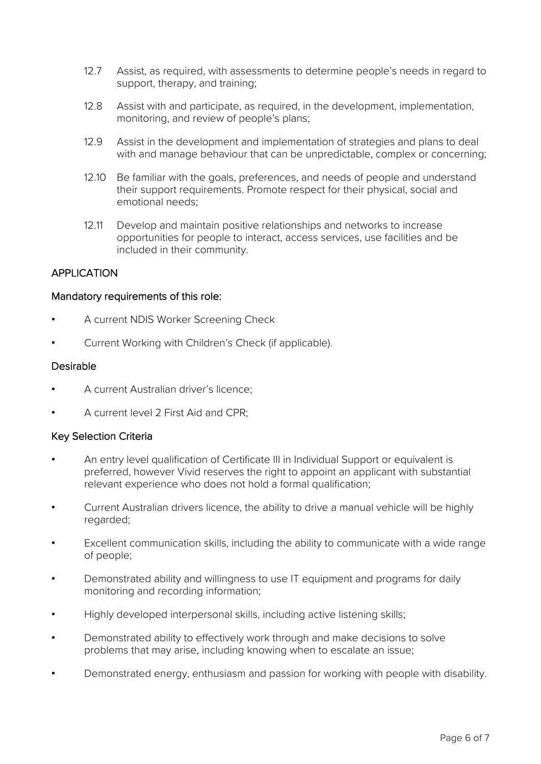12.7 Assist, as required, with assessments to determine people's needs in regard to support, therapy, and training;

12.8 Assist with and participate, as required, in the development, implementation, monitoring, and review of people's plans;

12.9 Assist in the development and implementation of strategies and plans to deal with and manage behaviour that can be unpredictable, complex or concerning;

12.10 Be familiar with the goals, preferences, and needs of people and understand their support requirements. Promote respect for their physical, social and emotional needs;

12.11 Develop and maintain positive relationships and networks to increase opportunities for people to interact, access services, use facilities and be included in their community.

## APPLICATION

### Mandatory requirements of this role:

- A current NDIS Worker Screening Check
- Current Working with Children's Check (if applicable).

### Desirable

- A current Australian driver's licence;
- A current level 2 First Aid and CPR;

### Key Selection Criteria

- An entry level qualification of Certificate III in Individual Support or equivalent is preferred, however Vivid reserves the right to appoint an applicant with substantial relevant experience who does not hold a formal qualification;
- Current Australian drivers licence, the ability to drive a manual vehicle will be highly regarded;
- Excellent communication skills, including the ability to communicate with a wide range of people;
- Demonstrated ability and willingness to use IT equipment and programs for daily monitoring and recording information;
- Highly developed interpersonal skills, including active listening skills;
- Demonstrated ability to effectively work through and make decisions to solve problems that may arise, including knowing when to escalate an issue;
- Demonstrated energy, enthusiasm and passion for working with people with disability.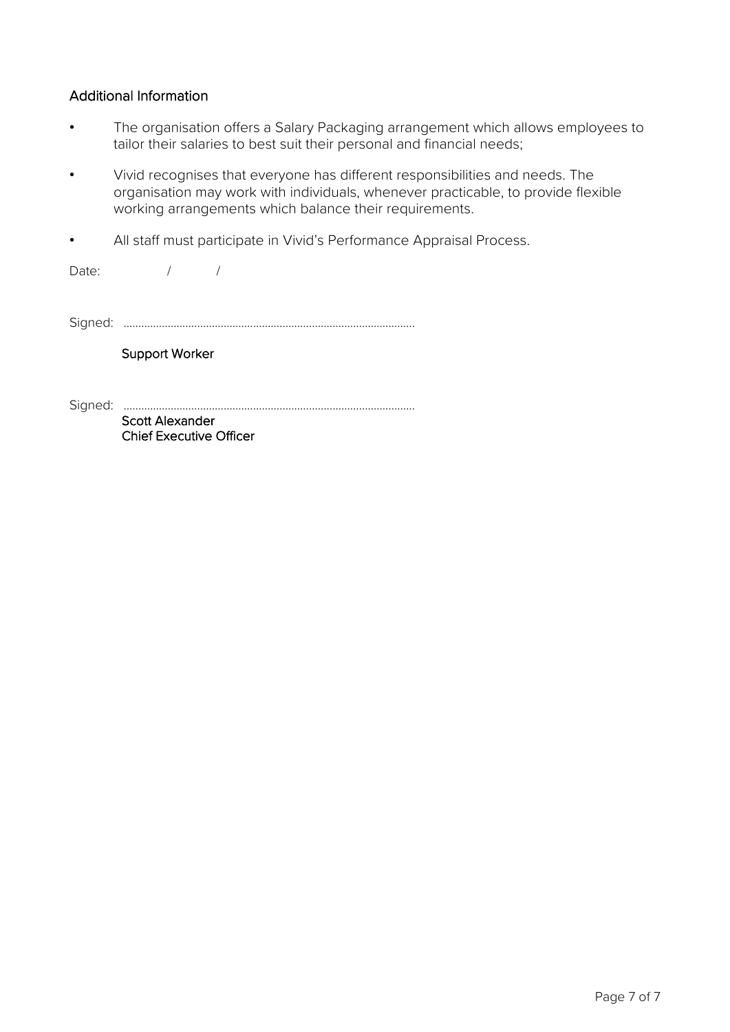## Additional Information

- The organisation offers a Salary Packaging arrangement which allows employees to tailor their salaries to best suit their personal and financial needs;
- Vivid recognises that everyone has different responsibilities and needs. The organisation may work with individuals, whenever practicable, to provide flexible working arrangements which balance their requirements.
- All staff must participate in Vivid's Performance Appraisal Process.

Date: / /

Signed: ..................................................................................................

Support Worker

Signed: ..................................................................................................

Scott Alexander
Chief Executive Officer